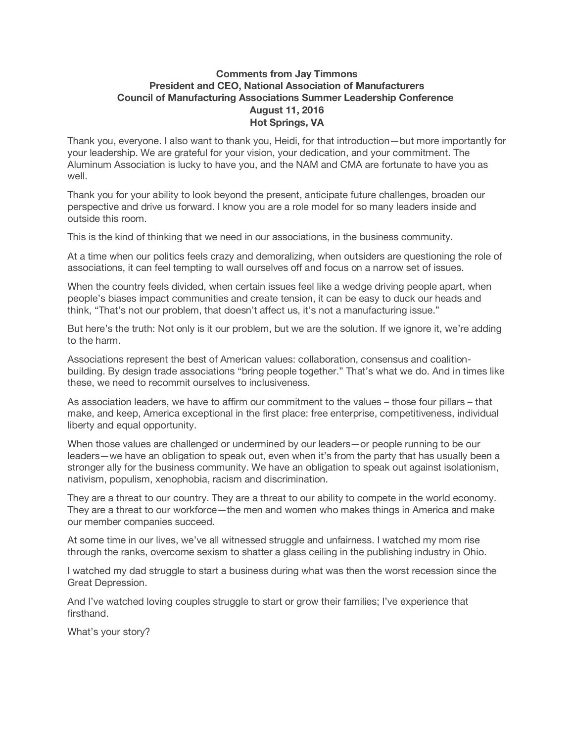**Comments from Jay Timmons**
**President and CEO, National Association of Manufacturers**
**Council of Manufacturing Associations Summer Leadership Conference**
**August 11, 2016**
**Hot Springs, VA**

Thank you, everyone. I also want to thank you, Heidi, for that introduction—but more importantly for your leadership. We are grateful for your vision, your dedication, and your commitment. The Aluminum Association is lucky to have you, and the NAM and CMA are fortunate to have you as well.

Thank you for your ability to look beyond the present, anticipate future challenges, broaden our perspective and drive us forward. I know you are a role model for so many leaders inside and outside this room.

This is the kind of thinking that we need in our associations, in the business community.

At a time when our politics feels crazy and demoralizing, when outsiders are questioning the role of associations, it can feel tempting to wall ourselves off and focus on a narrow set of issues.

When the country feels divided, when certain issues feel like a wedge driving people apart, when people's biases impact communities and create tension, it can be easy to duck our heads and think, "That's not our problem, that doesn't affect us, it's not a manufacturing issue."

But here's the truth: Not only is it our problem, but we are the solution. If we ignore it, we're adding to the harm.

Associations represent the best of American values: collaboration, consensus and coalition-building. By design trade associations "bring people together." That's what we do. And in times like these, we need to recommit ourselves to inclusiveness.

As association leaders, we have to affirm our commitment to the values – those four pillars – that make, and keep, America exceptional in the first place: free enterprise, competitiveness, individual liberty and equal opportunity.

When those values are challenged or undermined by our leaders—or people running to be our leaders—we have an obligation to speak out, even when it's from the party that has usually been a stronger ally for the business community. We have an obligation to speak out against isolationism, nativism, populism, xenophobia, racism and discrimination.

They are a threat to our country. They are a threat to our ability to compete in the world economy. They are a threat to our workforce—the men and women who makes things in America and make our member companies succeed.

At some time in our lives, we've all witnessed struggle and unfairness. I watched my mom rise through the ranks, overcome sexism to shatter a glass ceiling in the publishing industry in Ohio.

I watched my dad struggle to start a business during what was then the worst recession since the Great Depression.

And I've watched loving couples struggle to start or grow their families; I've experience that firsthand.

What's your story?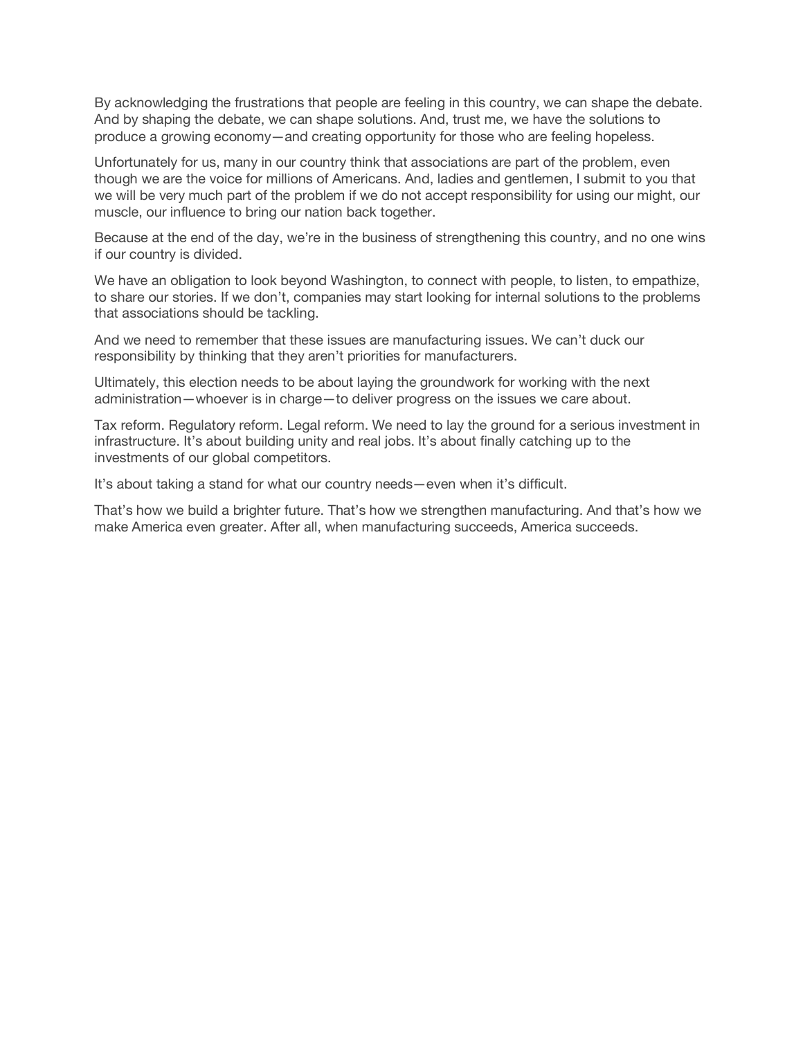By acknowledging the frustrations that people are feeling in this country, we can shape the debate. And by shaping the debate, we can shape solutions. And, trust me, we have the solutions to produce a growing economy—and creating opportunity for those who are feeling hopeless.

Unfortunately for us, many in our country think that associations are part of the problem, even though we are the voice for millions of Americans. And, ladies and gentlemen, I submit to you that we will be very much part of the problem if we do not accept responsibility for using our might, our muscle, our influence to bring our nation back together.

Because at the end of the day, we're in the business of strengthening this country, and no one wins if our country is divided.

We have an obligation to look beyond Washington, to connect with people, to listen, to empathize, to share our stories. If we don't, companies may start looking for internal solutions to the problems that associations should be tackling.

And we need to remember that these issues are manufacturing issues. We can't duck our responsibility by thinking that they aren't priorities for manufacturers.

Ultimately, this election needs to be about laying the groundwork for working with the next administration—whoever is in charge—to deliver progress on the issues we care about.

Tax reform. Regulatory reform. Legal reform. We need to lay the ground for a serious investment in infrastructure. It's about building unity and real jobs. It's about finally catching up to the investments of our global competitors.

It's about taking a stand for what our country needs—even when it's difficult.

That's how we build a brighter future. That's how we strengthen manufacturing. And that's how we make America even greater. After all, when manufacturing succeeds, America succeeds.